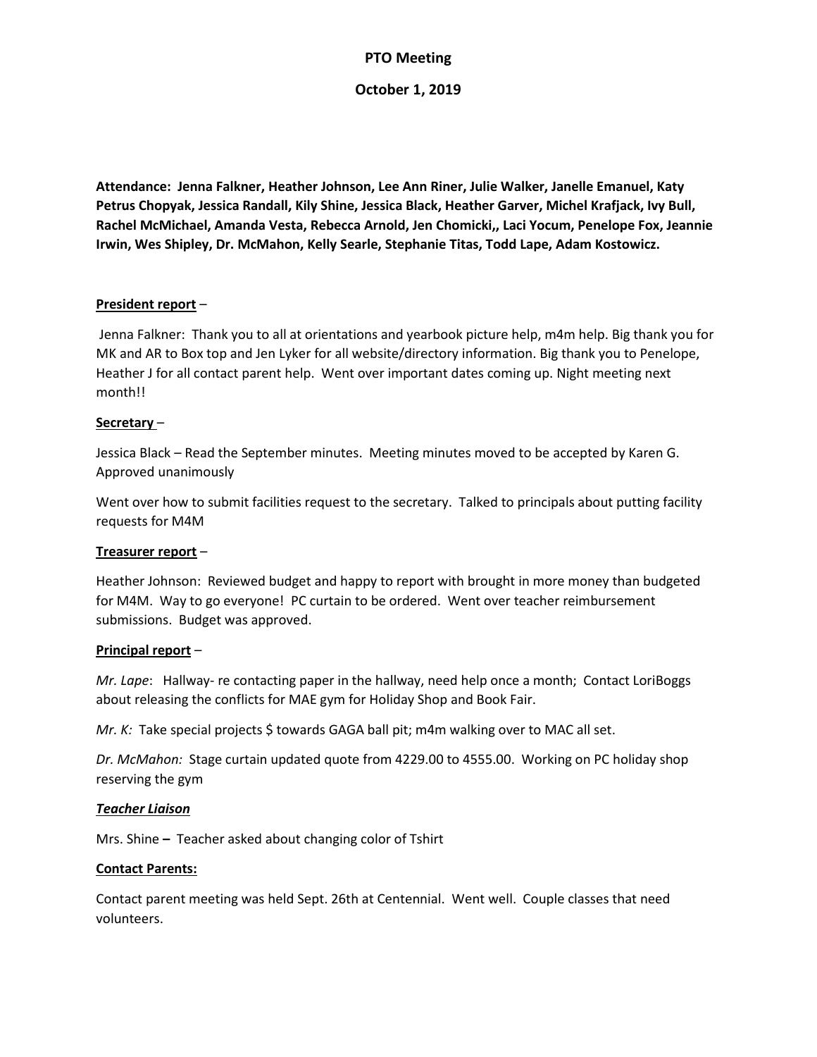# PTO Meeting

## October 1, 2019

**Attendance: Jenna Falkner, Heather Johnson, Lee Ann Riner, Julie Walker, Janelle Emanuel, Katy Petrus Chopyak, Jessica Randall, Kily Shine, Jessica Black, Heather Garver, Michel Krafjack, Ivy Bull, Rachel McMichael, Amanda Vesta, Rebecca Arnold, Jen Chomicki,, Laci Yocum, Penelope Fox, Jeannie Irwin, Wes Shipley, Dr. McMahon, Kelly Searle, Stephanie Titas, Todd Lape, Adam Kostowicz.**

**President report** –

Jenna Falkner: Thank you to all at orientations and yearbook picture help, m4m help. Big thank you for MK and AR to Box top and Jen Lyker for all website/directory information. Big thank you to Penelope, Heather J for all contact parent help. Went over important dates coming up. Night meeting next month!!

**Secretary** –

Jessica Black – Read the September minutes. Meeting minutes moved to be accepted by Karen G. Approved unanimously

Went over how to submit facilities request to the secretary. Talked to principals about putting facility requests for M4M

**Treasurer report** –

Heather Johnson: Reviewed budget and happy to report with brought in more money than budgeted for M4M. Way to go everyone! PC curtain to be ordered. Went over teacher reimbursement submissions. Budget was approved.

**Principal report** –

*Mr. Lape*: Hallway- re contacting paper in the hallway, need help once a month; Contact LoriBoggs about releasing the conflicts for MAE gym for Holiday Shop and Book Fair.

*Mr. K:* Take special projects $ towards GAGA ball pit; m4m walking over to MAC all set.

*Dr. McMahon:* Stage curtain updated quote from 4229.00 to 4555.00. Working on PC holiday shop reserving the gym

***Teacher Liaison***

Mrs. Shine **–** Teacher asked about changing color of Tshirt

**Contact Parents:**

Contact parent meeting was held Sept. 26th at Centennial. Went well. Couple classes that need volunteers.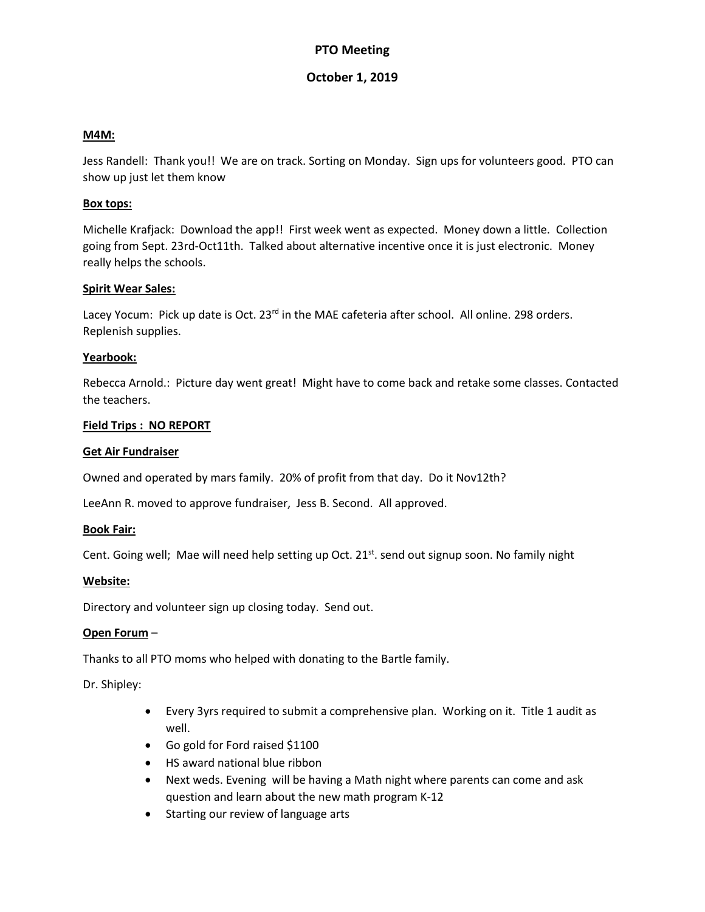# PTO Meeting

## October 1, 2019

**M4M:**

Jess Randell: Thank you!! We are on track. Sorting on Monday. Sign ups for volunteers good. PTO can show up just let them know

**Box tops:**

Michelle Krafjack: Download the app!! First week went as expected. Money down a little. Collection going from Sept. 23rd-Oct11th. Talked about alternative incentive once it is just electronic. Money really helps the schools.

**Spirit Wear Sales:**

Lacey Yocum: Pick up date is Oct. 23rd in the MAE cafeteria after school. All online. 298 orders. Replenish supplies.

**Yearbook:**

Rebecca Arnold.: Picture day went great! Might have to come back and retake some classes. Contacted the teachers.

**Field Trips : NO REPORT**

**Get Air Fundraiser**

Owned and operated by mars family. 20% of profit from that day. Do it Nov12th?

LeeAnn R. moved to approve fundraiser, Jess B. Second. All approved.

**Book Fair:**

Cent. Going well; Mae will need help setting up Oct. 21st. send out signup soon. No family night

**Website:**

Directory and volunteer sign up closing today. Send out.

**Open Forum** –

Thanks to all PTO moms who helped with donating to the Bartle family.

Dr. Shipley:

- Every 3yrs required to submit a comprehensive plan. Working on it. Title 1 audit as well.
- Go gold for Ford raised $1100
- HS award national blue ribbon
- Next weds. Evening will be having a Math night where parents can come and ask question and learn about the new math program K-12
- Starting our review of language arts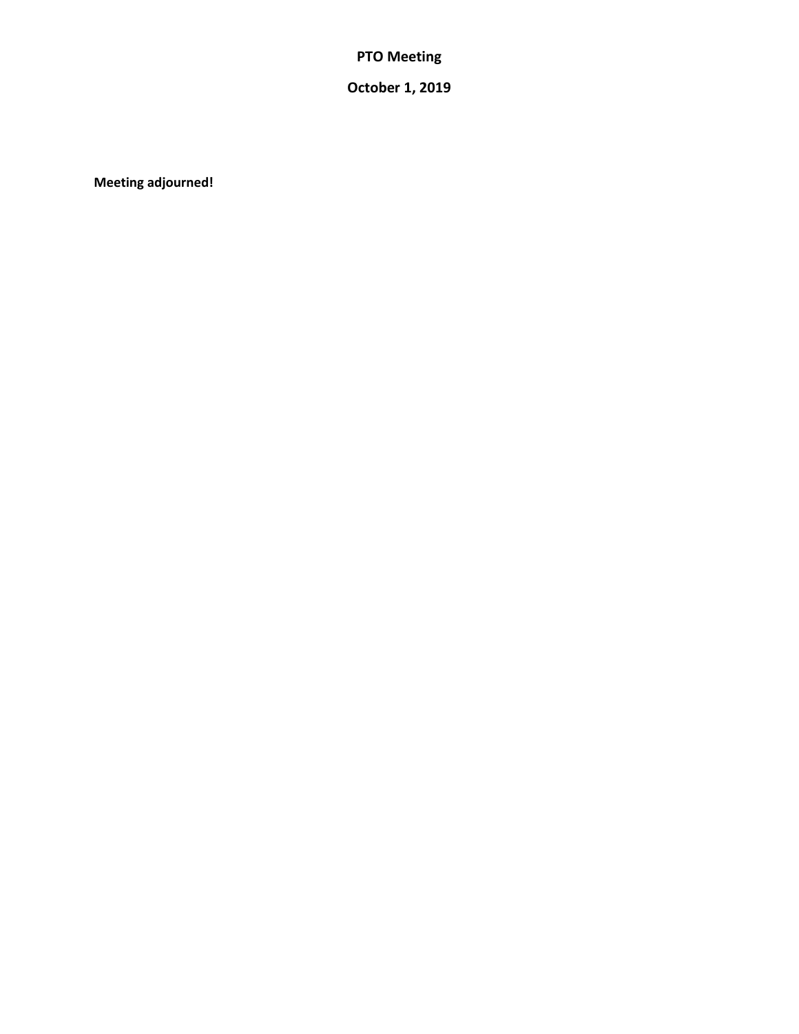**PTO Meeting**

**October 1, 2019**

**Meeting adjourned!**